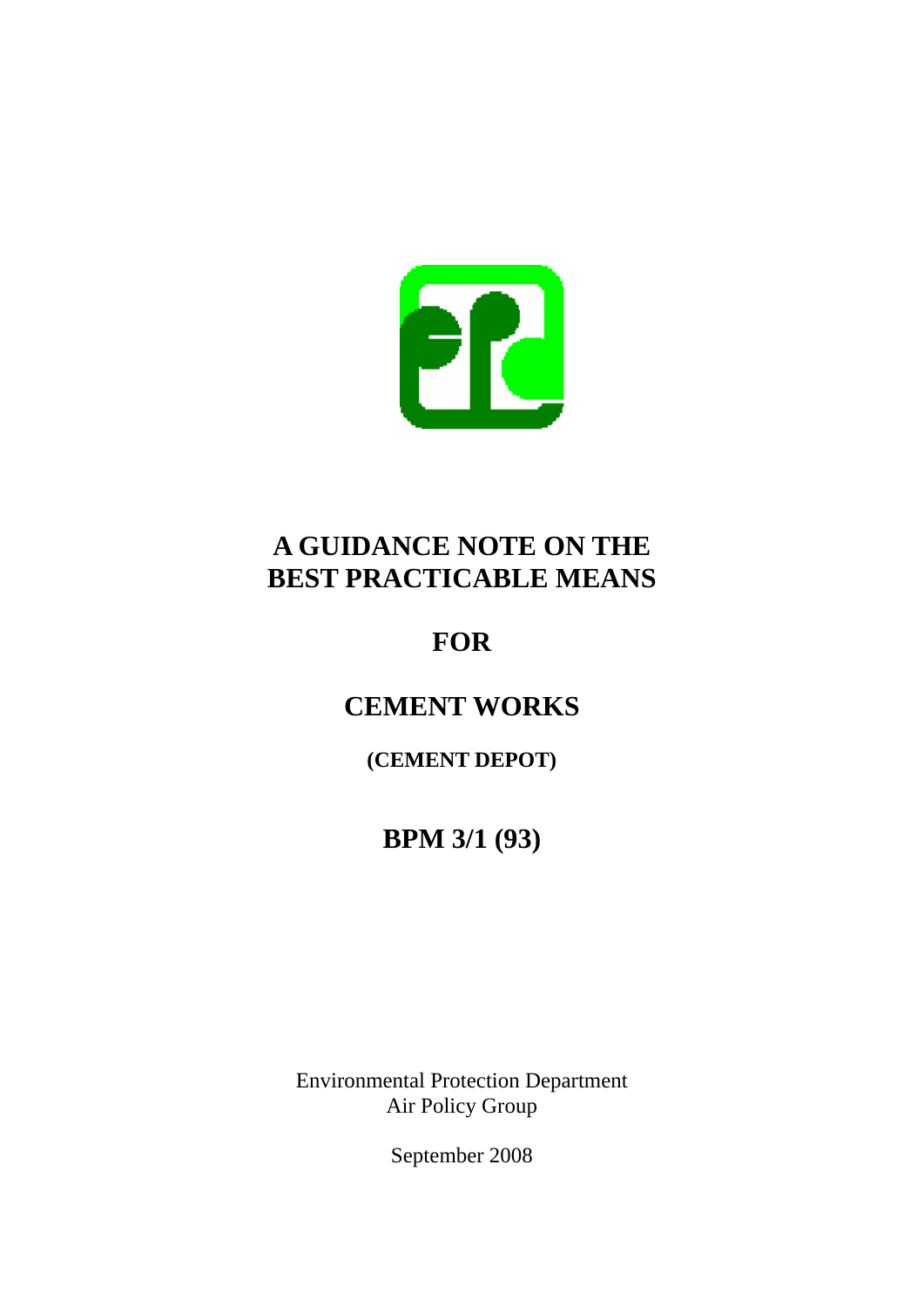# A GUIDANCE NOTE ON THE BEST PRACTICABLE MEANS

# FOR

# CEMENT WORKS

**(CEMENT DEPOT)**

## BPM 3/1 (93)

Environmental Protection Department
Air Policy Group

September 2008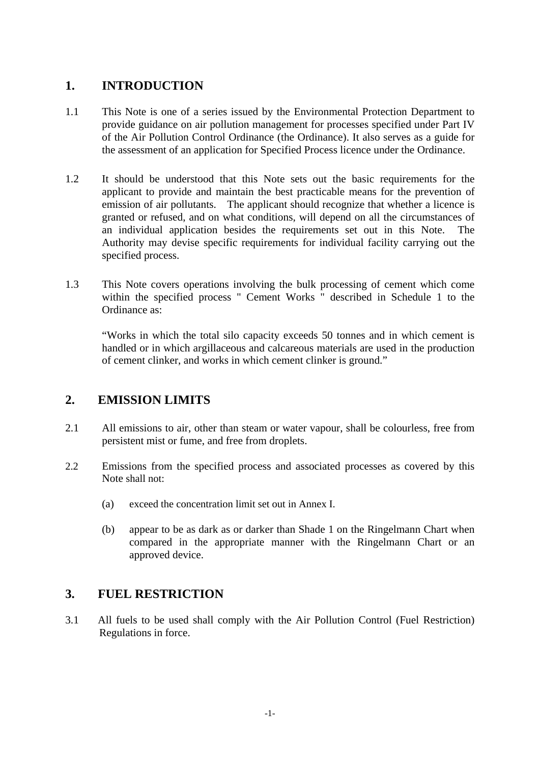## 1. INTRODUCTION

1.1 This Note is one of a series issued by the Environmental Protection Department to provide guidance on air pollution management for processes specified under Part IV of the Air Pollution Control Ordinance (the Ordinance). It also serves as a guide for the assessment of an application for Specified Process licence under the Ordinance.

1.2 It should be understood that this Note sets out the basic requirements for the applicant to provide and maintain the best practicable means for the prevention of emission of air pollutants. The applicant should recognize that whether a licence is granted or refused, and on what conditions, will depend on all the circumstances of an individual application besides the requirements set out in this Note. The Authority may devise specific requirements for individual facility carrying out the specified process.

1.3 This Note covers operations involving the bulk processing of cement which come within the specified process " Cement Works " described in Schedule 1 to the Ordinance as:

> "Works in which the total silo capacity exceeds 50 tonnes and in which cement is handled or in which argillaceous and calcareous materials are used in the production of cement clinker, and works in which cement clinker is ground."

## 2. EMISSION LIMITS

2.1 All emissions to air, other than steam or water vapour, shall be colourless, free from persistent mist or fume, and free from droplets.

2.2 Emissions from the specified process and associated processes as covered by this Note shall not:

(a) exceed the concentration limit set out in Annex I.

(b) appear to be as dark as or darker than Shade 1 on the Ringelmann Chart when compared in the appropriate manner with the Ringelmann Chart or an approved device.

## 3. FUEL RESTRICTION

3.1 All fuels to be used shall comply with the Air Pollution Control (Fuel Restriction) Regulations in force.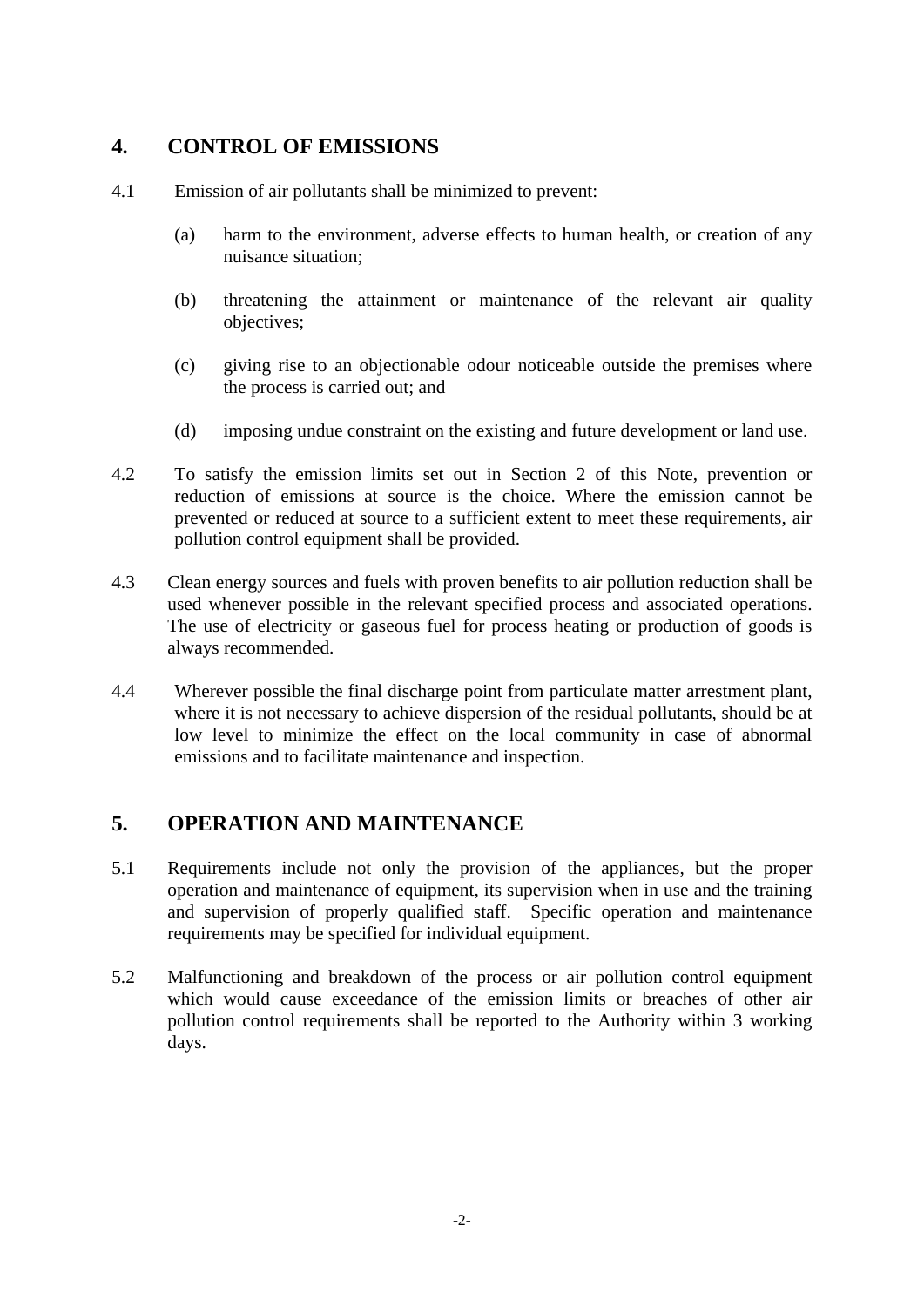## 4. CONTROL OF EMISSIONS

4.1 Emission of air pollutants shall be minimized to prevent:

(a) harm to the environment, adverse effects to human health, or creation of any nuisance situation;

(b) threatening the attainment or maintenance of the relevant air quality objectives;

(c) giving rise to an objectionable odour noticeable outside the premises where the process is carried out; and

(d) imposing undue constraint on the existing and future development or land use.

4.2 To satisfy the emission limits set out in Section 2 of this Note, prevention or reduction of emissions at source is the choice. Where the emission cannot be prevented or reduced at source to a sufficient extent to meet these requirements, air pollution control equipment shall be provided.

4.3 Clean energy sources and fuels with proven benefits to air pollution reduction shall be used whenever possible in the relevant specified process and associated operations. The use of electricity or gaseous fuel for process heating or production of goods is always recommended.

4.4 Wherever possible the final discharge point from particulate matter arrestment plant, where it is not necessary to achieve dispersion of the residual pollutants, should be at low level to minimize the effect on the local community in case of abnormal emissions and to facilitate maintenance and inspection.

## 5. OPERATION AND MAINTENANCE

5.1 Requirements include not only the provision of the appliances, but the proper operation and maintenance of equipment, its supervision when in use and the training and supervision of properly qualified staff. Specific operation and maintenance requirements may be specified for individual equipment.

5.2 Malfunctioning and breakdown of the process or air pollution control equipment which would cause exceedance of the emission limits or breaches of other air pollution control requirements shall be reported to the Authority within 3 working days.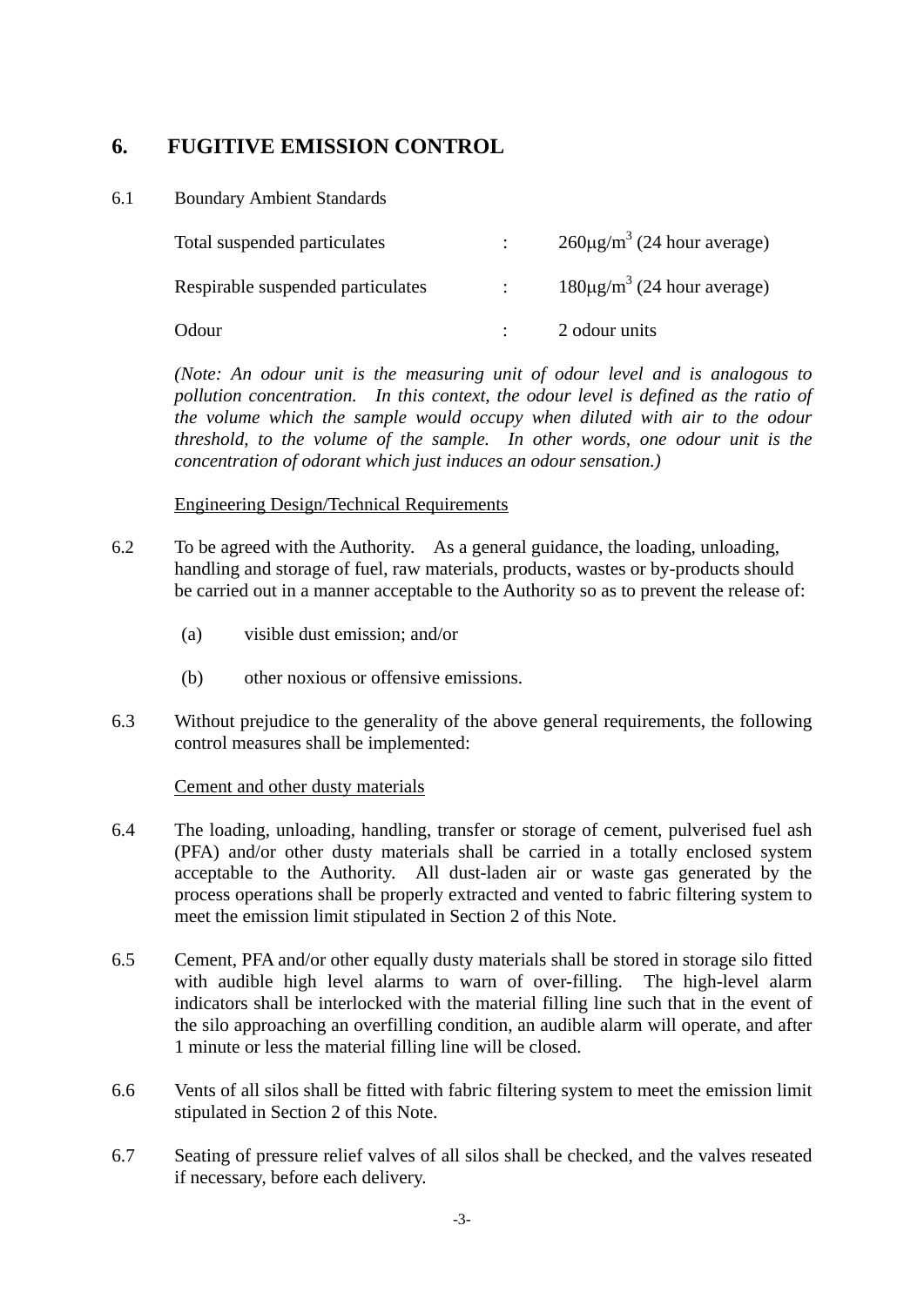# 6. FUGITIVE EMISSION CONTROL

6.1 Boundary Ambient Standards

| | | |
|---|---|---|
| Total suspended particulates | : | 260μg/m$^3$ (24 hour average) |
| Respirable suspended particulates | : | 180μg/m$^3$ (24 hour average) |
| Odour | : | 2 odour units |

*(Note: An odour unit is the measuring unit of odour level and is analogous to pollution concentration. In this context, the odour level is defined as the ratio of the volume which the sample would occupy when diluted with air to the odour threshold, to the volume of the sample. In other words, one odour unit is the concentration of odorant which just induces an odour sensation.)*

<u>Engineering Design/Technical Requirements</u>

6.2 To be agreed with the Authority. As a general guidance, the loading, unloading, handling and storage of fuel, raw materials, products, wastes or by-products should be carried out in a manner acceptable to the Authority so as to prevent the release of:

(a) visible dust emission; and/or

(b) other noxious or offensive emissions.

6.3 Without prejudice to the generality of the above general requirements, the following control measures shall be implemented:

<u>Cement and other dusty materials</u>

6.4 The loading, unloading, handling, transfer or storage of cement, pulverised fuel ash (PFA) and/or other dusty materials shall be carried in a totally enclosed system acceptable to the Authority. All dust-laden air or waste gas generated by the process operations shall be properly extracted and vented to fabric filtering system to meet the emission limit stipulated in Section 2 of this Note.

6.5 Cement, PFA and/or other equally dusty materials shall be stored in storage silo fitted with audible high level alarms to warn of over-filling. The high-level alarm indicators shall be interlocked with the material filling line such that in the event of the silo approaching an overfilling condition, an audible alarm will operate, and after 1 minute or less the material filling line will be closed.

6.6 Vents of all silos shall be fitted with fabric filtering system to meet the emission limit stipulated in Section 2 of this Note.

6.7 Seating of pressure relief valves of all silos shall be checked, and the valves reseated if necessary, before each delivery.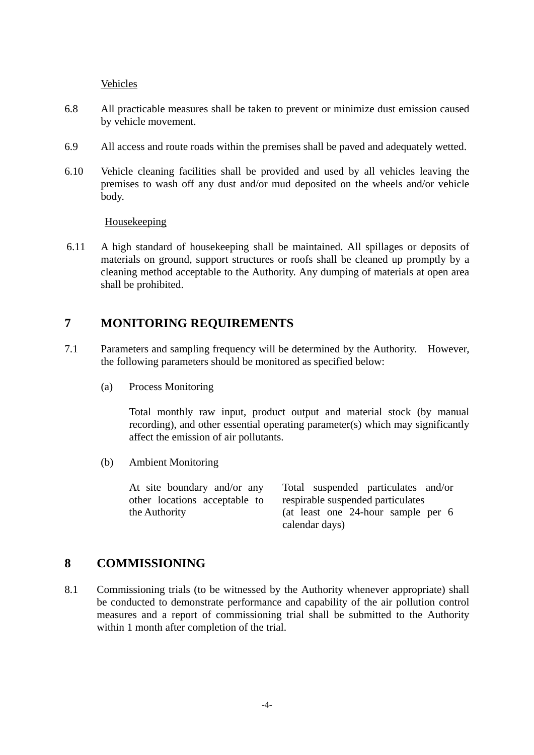Vehicles

6.8 All practicable measures shall be taken to prevent or minimize dust emission caused by vehicle movement.

6.9 All access and route roads within the premises shall be paved and adequately wetted.

6.10 Vehicle cleaning facilities shall be provided and used by all vehicles leaving the premises to wash off any dust and/or mud deposited on the wheels and/or vehicle body.

Housekeeping

6.11 A high standard of housekeeping shall be maintained. All spillages or deposits of materials on ground, support structures or roofs shall be cleaned up promptly by a cleaning method acceptable to the Authority. Any dumping of materials at open area shall be prohibited.

## 7 MONITORING REQUIREMENTS

7.1 Parameters and sampling frequency will be determined by the Authority. However, the following parameters should be monitored as specified below:

(a) Process Monitoring

Total monthly raw input, product output and material stock (by manual recording), and other essential operating parameter(s) which may significantly affect the emission of air pollutants.

(b) Ambient Monitoring

| | |
|---|---|
| At site boundary and/or any other locations acceptable to the Authority | Total suspended particulates and/or respirable suspended particulates (at least one 24-hour sample per 6 calendar days) |

## 8 COMMISSIONING

8.1 Commissioning trials (to be witnessed by the Authority whenever appropriate) shall be conducted to demonstrate performance and capability of the air pollution control measures and a report of commissioning trial shall be submitted to the Authority within 1 month after completion of the trial.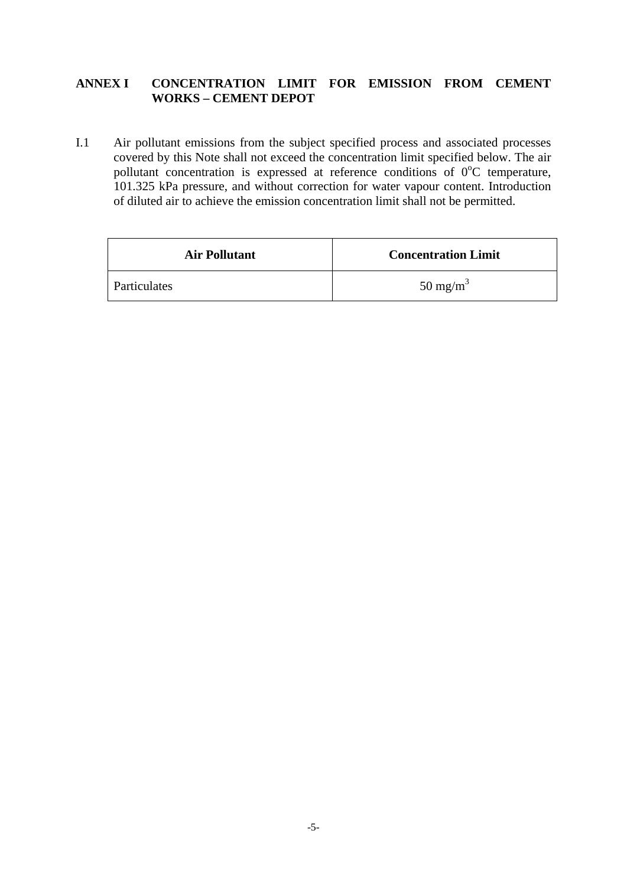## ANNEX I CONCENTRATION LIMIT FOR EMISSION FROM CEMENT WORKS – CEMENT DEPOT

I.1 Air pollutant emissions from the subject specified process and associated processes covered by this Note shall not exceed the concentration limit specified below. The air pollutant concentration is expressed at reference conditions of $0^oC$ temperature, 101.325 kPa pressure, and without correction for water vapour content. Introduction of diluted air to achieve the emission concentration limit shall not be permitted.

| Air Pollutant | Concentration Limit |
|---|---|
| Particulates | 50 $mg/m^3$ |